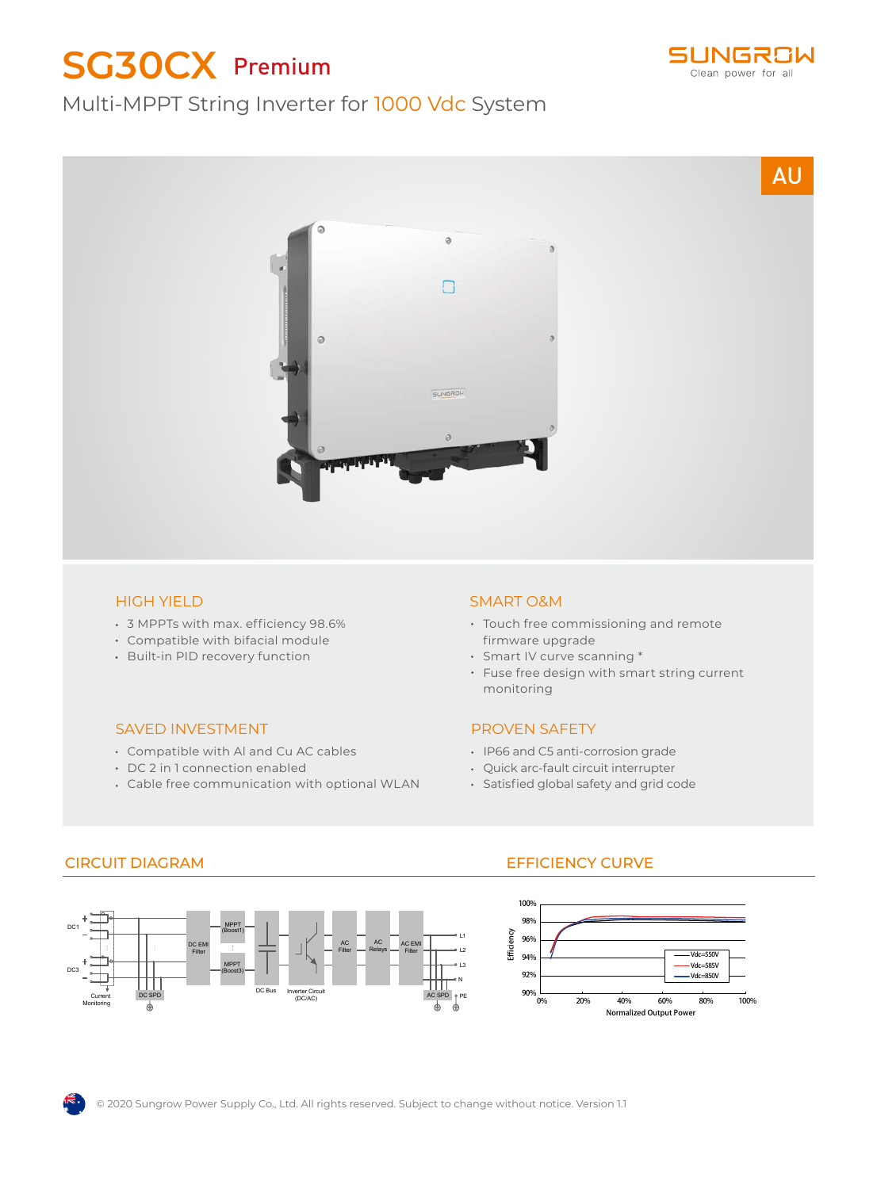# SG30CX Premium

Multi-MPPT String Inverter for 1000 Vdc System

AU

### HIGH YIELD

- 3 MPPTs with max. efficiency 98.6%
- Compatible with bifacial module
- Built-in PID recovery function

### SMART O&M

- Touch free commissioning and remote firmware upgrade
- Smart IV curve scanning *
- Fuse free design with smart string current monitoring

### SAVED INVESTMENT

- Compatible with Al and Cu AC cables
- DC 2 in 1 connection enabled
- Cable free communication with optional WLAN

### PROVEN SAFETY

- IP66 and C5 anti-corrosion grade
- Quick arc-fault circuit interrupter
- Satisfied global safety and grid code

## CIRCUIT DIAGRAM

## EFFICIENCY CURVE

© 2020 Sungrow Power Supply Co., Ltd. All rights reserved. Subject to change without notice. Version 1.1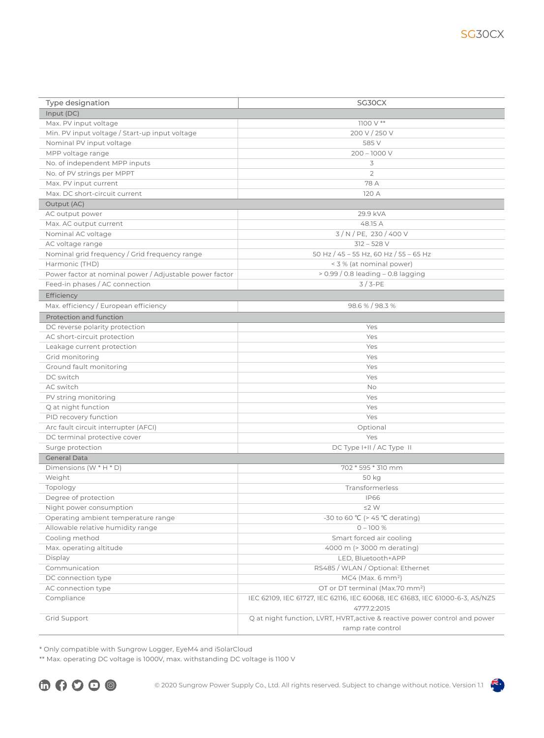# SG30CX

| Type designation | SG30CX |
| --- | --- |
| **Input (DC)** | |
| Max. PV input voltage | 1100 V ** |
| Min. PV input voltage / Start-up input voltage | 200 V / 250 V |
| Nominal PV input voltage | 585 V |
| MPP voltage range | 200 – 1000 V |
| No. of independent MPP inputs | 3 |
| No. of PV strings per MPPT | 2 |
| Max. PV input current | 78 A |
| Max. DC short-circuit current | 120 A |
| **Output (AC)** | |
| AC output power | 29.9 kVA |
| Max. AC output current | 48.15 A |
| Nominal AC voltage | 3 / N / PE, 230 / 400 V |
| AC voltage range | 312 – 528 V |
| Nominal grid frequency / Grid frequency range | 50 Hz / 45 – 55 Hz, 60 Hz / 55 – 65 Hz |
| Harmonic (THD) | < 3 % (at nominal power) |
| Power factor at nominal power / Adjustable power factor | > 0.99 / 0.8 leading – 0.8 lagging |
| Feed-in phases / AC connection | 3 / 3-PE |
| **Efficiency** | |
| Max. efficiency / European efficiency | 98.6 % / 98.3 % |
| **Protection and function** | |
| DC reverse polarity protection | Yes |
| AC short-circuit protection | Yes |
| Leakage current protection | Yes |
| Grid monitoring | Yes |
| Ground fault monitoring | Yes |
| DC switch | Yes |
| AC switch | No |
| PV string monitoring | Yes |
| Q at night function | Yes |
| PID recovery function | Yes |
| Arc fault circuit interrupter (AFCI) | Optional |
| DC terminal protective cover | Yes |
| Surge protection | DC Type I+II / AC Type II |
| **General Data** | |
| Dimensions (W * H * D) | 702 * 595 * 310 mm |
| Weight | 50 kg |
| Topology | Transformerless |
| Degree of protection | IP66 |
| Night power consumption | ≤2 W |
| Operating ambient temperature range | -30 to 60 ℃ (> 45 ℃ derating) |
| Allowable relative humidity range | 0 – 100 % |
| Cooling method | Smart forced air cooling |
| Max. operating altitude | 4000 m (> 3000 m derating) |
| Display | LED, Bluetooth+APP |
| Communication | RS485 / WLAN / Optional: Ethernet |
| DC connection type | MC4 (Max. 6 mm²) |
| AC connection type | OT or DT terminal (Max.70 mm²) |
| Compliance | IEC 62109, IEC 61727, IEC 62116, IEC 60068, IEC 61683, IEC 61000-6-3, AS/NZS 4777.2:2015 |
| Grid Support | Q at night function, LVRT, HVRT,active & reactive power control and power ramp rate control |

* Only compatible with Sungrow Logger, EyeM4 and iSolarCloud

** Max. operating DC voltage is 1000V, max. withstanding DC voltage is 1100 V

© 2020 Sungrow Power Supply Co., Ltd. All rights reserved. Subject to change without notice. Version 1.1